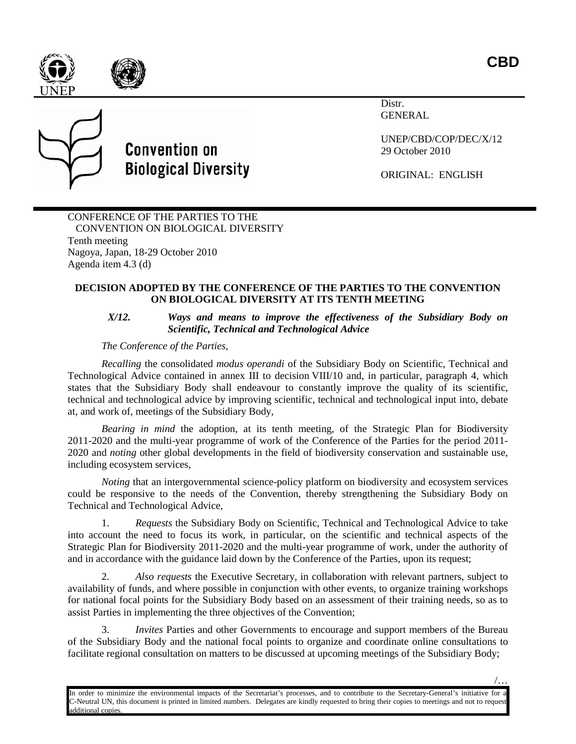**CBD**

Distr.
GENERAL

UNEP/CBD/COP/DEC/X/12
29 October 2010

ORIGINAL: ENGLISH

**Convention on Biological Diversity**

CONFERENCE OF THE PARTIES TO THE CONVENTION ON BIOLOGICAL DIVERSITY
Tenth meeting
Nagoya, Japan, 18-29 October 2010
Agenda item 4.3 (d)

**DECISION ADOPTED BY THE CONFERENCE OF THE PARTIES TO THE CONVENTION ON BIOLOGICAL DIVERSITY AT ITS TENTH MEETING**

***X/12. Ways and means to improve the effectiveness of the Subsidiary Body on Scientific, Technical and Technological Advice***

*The Conference of the Parties,*

*Recalling* the consolidated *modus operandi* of the Subsidiary Body on Scientific, Technical and Technological Advice contained in annex III to decision VIII/10 and, in particular, paragraph 4, which states that the Subsidiary Body shall endeavour to constantly improve the quality of its scientific, technical and technological advice by improving scientific, technical and technological input into, debate at, and work of, meetings of the Subsidiary Body,

*Bearing in mind* the adoption, at its tenth meeting, of the Strategic Plan for Biodiversity 2011-2020 and the multi-year programme of work of the Conference of the Parties for the period 2011-2020 and *noting* other global developments in the field of biodiversity conservation and sustainable use, including ecosystem services,

*Noting* that an intergovernmental science-policy platform on biodiversity and ecosystem services could be responsive to the needs of the Convention, thereby strengthening the Subsidiary Body on Technical and Technological Advice,

1. *Requests* the Subsidiary Body on Scientific, Technical and Technological Advice to take into account the need to focus its work, in particular, on the scientific and technical aspects of the Strategic Plan for Biodiversity 2011-2020 and the multi-year programme of work, under the authority of and in accordance with the guidance laid down by the Conference of the Parties, upon its request;

2. *Also requests* the Executive Secretary, in collaboration with relevant partners, subject to availability of funds, and where possible in conjunction with other events, to organize training workshops for national focal points for the Subsidiary Body based on an assessment of their training needs, so as to assist Parties in implementing the three objectives of the Convention;

3. *Invites* Parties and other Governments to encourage and support members of the Bureau of the Subsidiary Body and the national focal points to organize and coordinate online consultations to facilitate regional consultation on matters to be discussed at upcoming meetings of the Subsidiary Body;

/…

In order to minimize the environmental impacts of the Secretariat's processes, and to contribute to the Secretary-General's initiative for a C-Neutral UN, this document is printed in limited numbers. Delegates are kindly requested to bring their copies to meetings and not to request additional copies.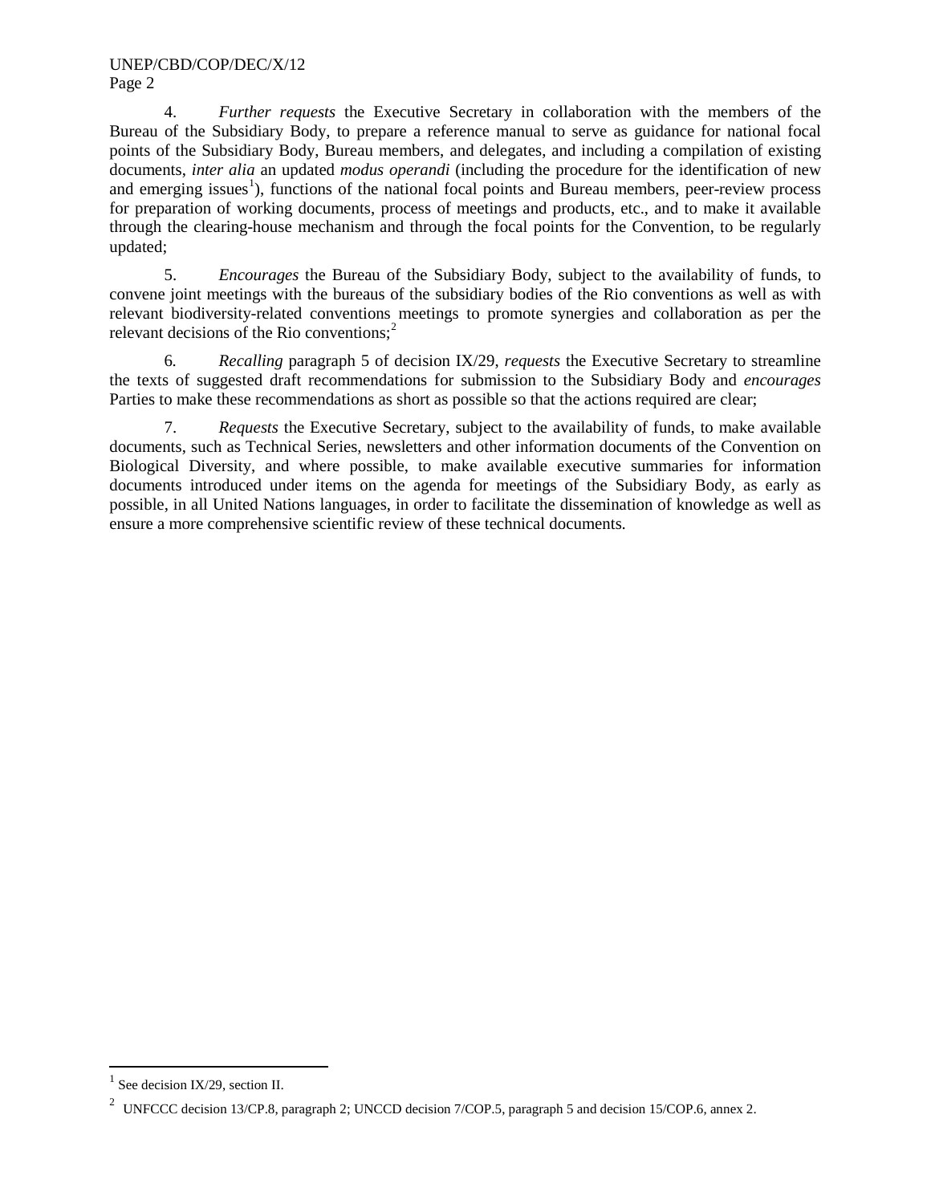4. *Further requests* the Executive Secretary in collaboration with the members of the Bureau of the Subsidiary Body, to prepare a reference manual to serve as guidance for national focal points of the Subsidiary Body, Bureau members, and delegates, and including a compilation of existing documents, *inter alia* an updated *modus operandi* (including the procedure for the identification of new and emerging issues[1]), functions of the national focal points and Bureau members, peer-review process for preparation of working documents, process of meetings and products, etc., and to make it available through the clearing-house mechanism and through the focal points for the Convention, to be regularly updated;

5. *Encourages* the Bureau of the Subsidiary Body, subject to the availability of funds, to convene joint meetings with the bureaus of the subsidiary bodies of the Rio conventions as well as with relevant biodiversity-related conventions meetings to promote synergies and collaboration as per the relevant decisions of the Rio conventions;[2]

6. *Recalling* paragraph 5 of decision IX/29, *requests* the Executive Secretary to streamline the texts of suggested draft recommendations for submission to the Subsidiary Body and *encourages* Parties to make these recommendations as short as possible so that the actions required are clear;

7. *Requests* the Executive Secretary, subject to the availability of funds, to make available documents, such as Technical Series, newsletters and other information documents of the Convention on Biological Diversity, and where possible, to make available executive summaries for information documents introduced under items on the agenda for meetings of the Subsidiary Body, as early as possible, in all United Nations languages, in order to facilitate the dissemination of knowledge as well as ensure a more comprehensive scientific review of these technical documents.

---

[1] See decision IX/29, section II.

[2] UNFCCC decision 13/CP.8, paragraph 2; UNCCD decision 7/COP.5, paragraph 5 and decision 15/COP.6, annex 2.